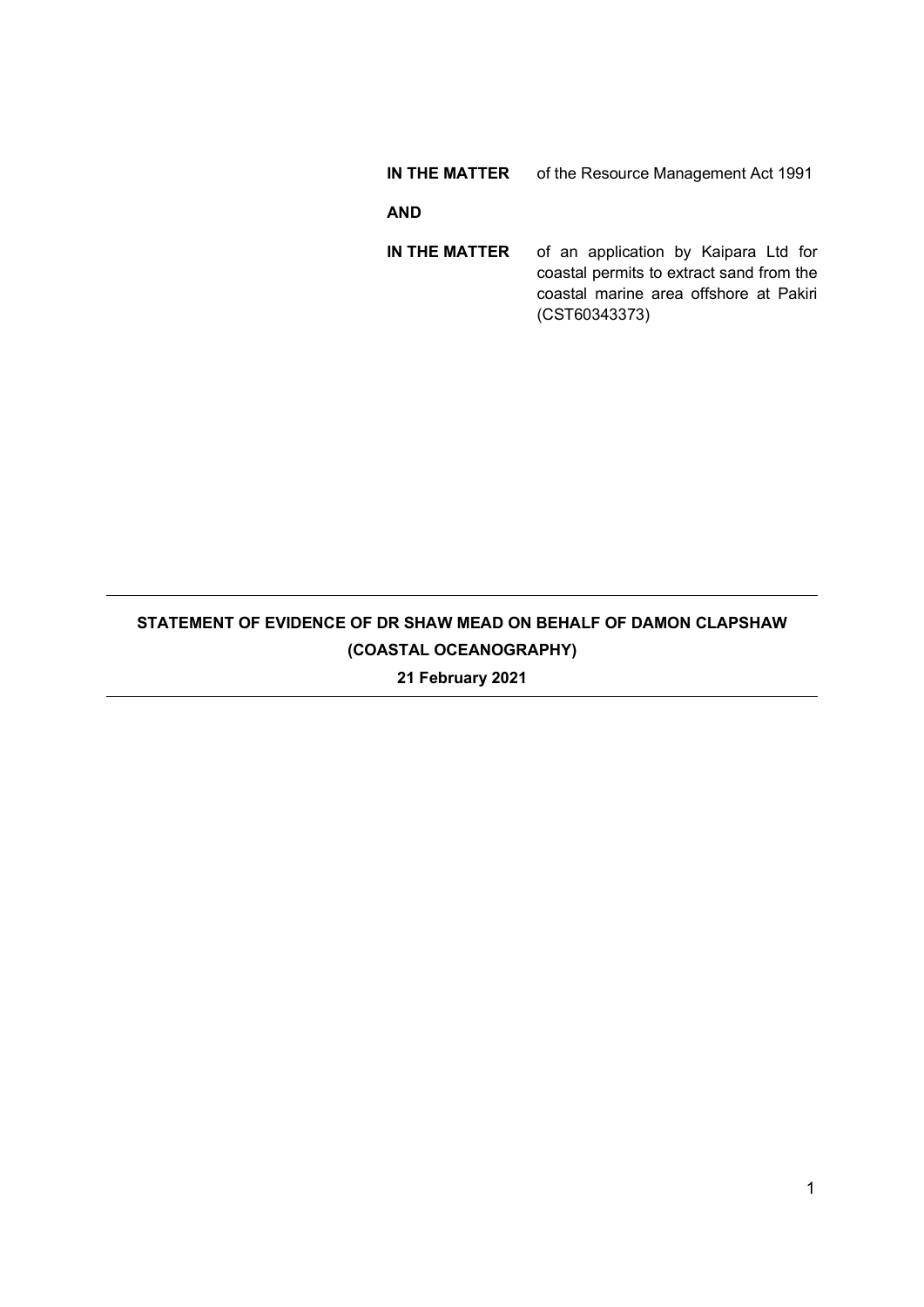**IN THE MATTER** of the Resource Management Act 1991

**AND**

**IN THE MATTER** of an application by Kaipara Ltd for coastal permits to extract sand from the coastal marine area offshore at Pakiri (CST60343373)

---

**STATEMENT OF EVIDENCE OF DR SHAW MEAD ON BEHALF OF DAMON CLAPSHAW (COASTAL OCEANOGRAPHY)**

**21 February 2021**

---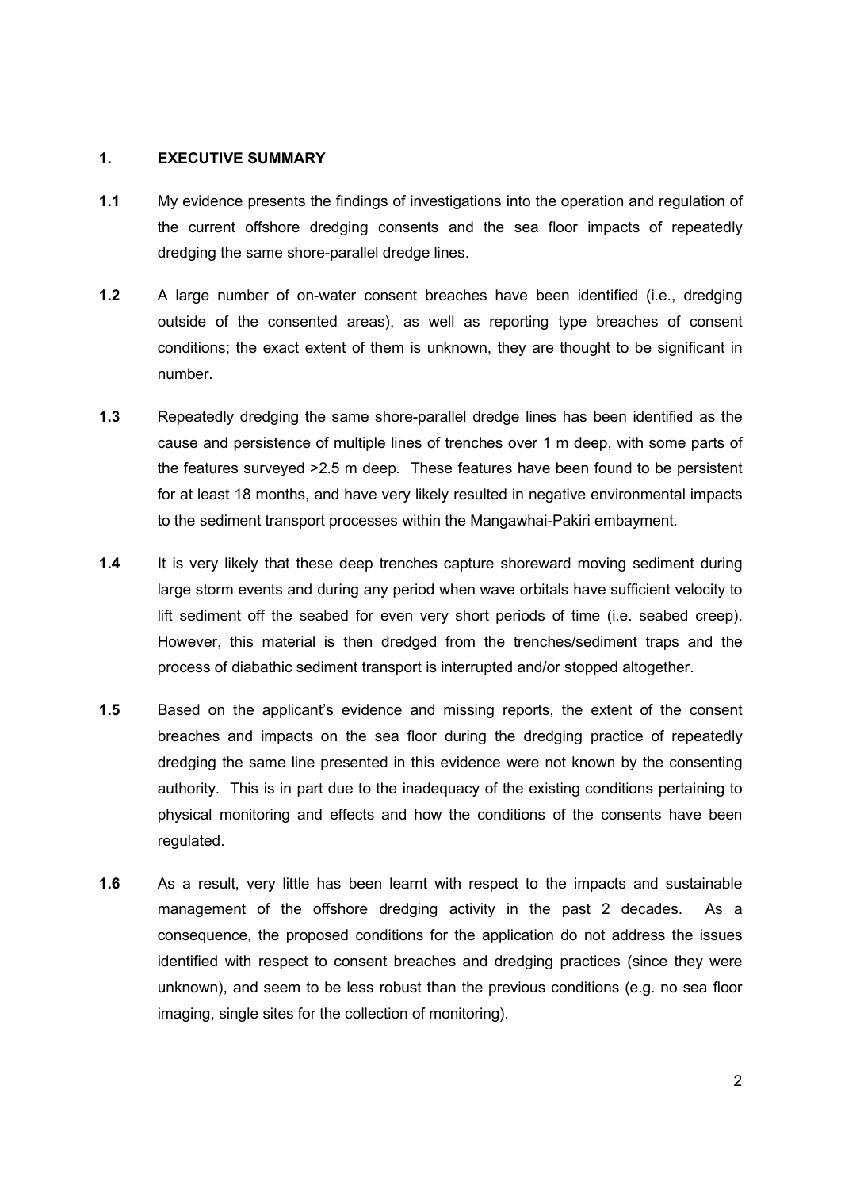## 1. EXECUTIVE SUMMARY

**1.1** My evidence presents the findings of investigations into the operation and regulation of the current offshore dredging consents and the sea floor impacts of repeatedly dredging the same shore-parallel dredge lines.

**1.2** A large number of on-water consent breaches have been identified (i.e., dredging outside of the consented areas), as well as reporting type breaches of consent conditions; the exact extent of them is unknown, they are thought to be significant in number.

**1.3** Repeatedly dredging the same shore-parallel dredge lines has been identified as the cause and persistence of multiple lines of trenches over 1 m deep, with some parts of the features surveyed >2.5 m deep. These features have been found to be persistent for at least 18 months, and have very likely resulted in negative environmental impacts to the sediment transport processes within the Mangawhai-Pakiri embayment.

**1.4** It is very likely that these deep trenches capture shoreward moving sediment during large storm events and during any period when wave orbitals have sufficient velocity to lift sediment off the seabed for even very short periods of time (i.e. seabed creep). However, this material is then dredged from the trenches/sediment traps and the process of diabathic sediment transport is interrupted and/or stopped altogether.

**1.5** Based on the applicant's evidence and missing reports, the extent of the consent breaches and impacts on the sea floor during the dredging practice of repeatedly dredging the same line presented in this evidence were not known by the consenting authority. This is in part due to the inadequacy of the existing conditions pertaining to physical monitoring and effects and how the conditions of the consents have been regulated.

**1.6** As a result, very little has been learnt with respect to the impacts and sustainable management of the offshore dredging activity in the past 2 decades. As a consequence, the proposed conditions for the application do not address the issues identified with respect to consent breaches and dredging practices (since they were unknown), and seem to be less robust than the previous conditions (e.g. no sea floor imaging, single sites for the collection of monitoring).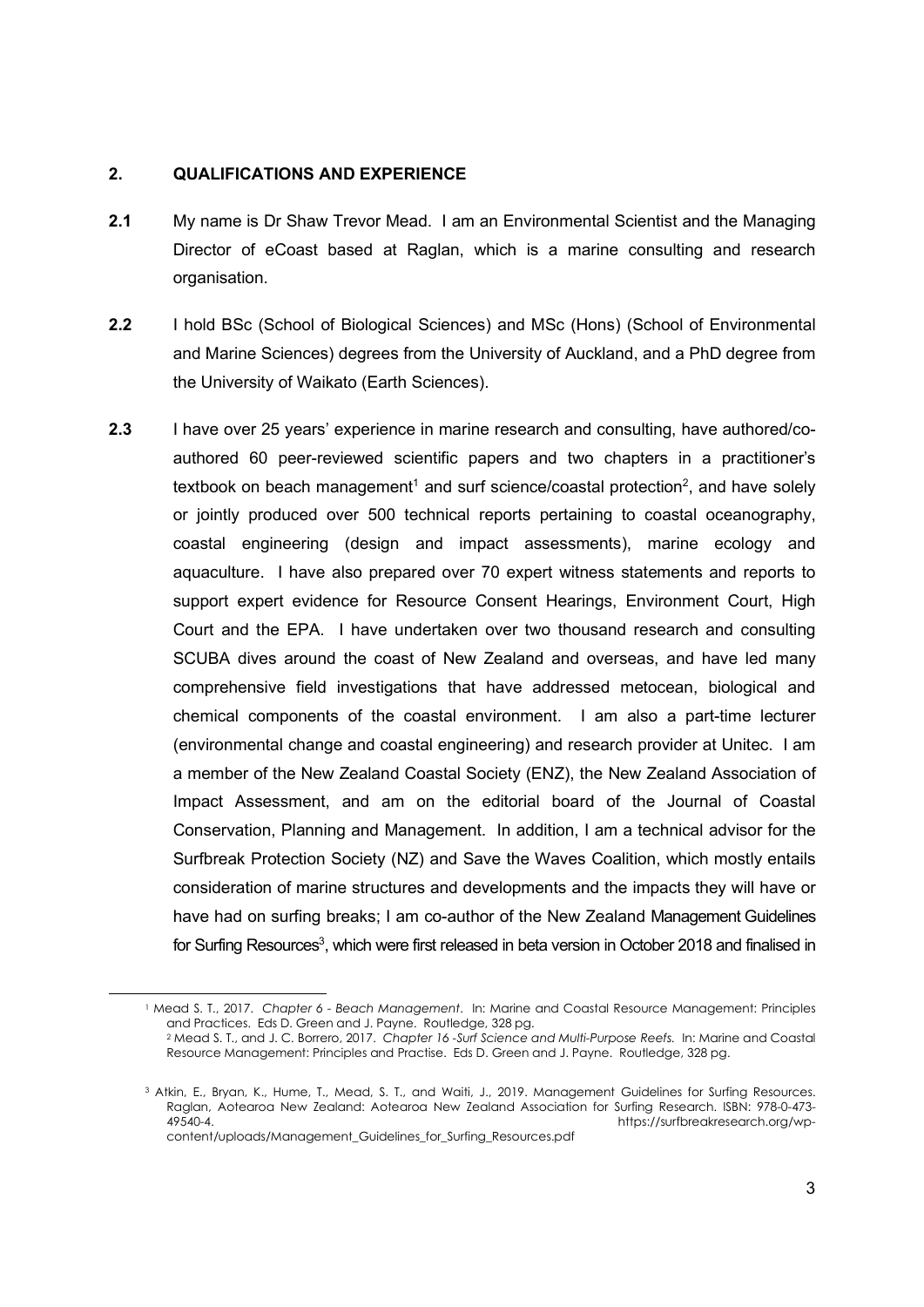## 2. QUALIFICATIONS AND EXPERIENCE

**2.1** My name is Dr Shaw Trevor Mead. I am an Environmental Scientist and the Managing Director of eCoast based at Raglan, which is a marine consulting and research organisation.

**2.2** I hold BSc (School of Biological Sciences) and MSc (Hons) (School of Environmental and Marine Sciences) degrees from the University of Auckland, and a PhD degree from the University of Waikato (Earth Sciences).

**2.3** I have over 25 years' experience in marine research and consulting, have authored/co-authored 60 peer-reviewed scientific papers and two chapters in a practitioner's textbook on beach management[1] and surf science/coastal protection[2], and have solely or jointly produced over 500 technical reports pertaining to coastal oceanography, coastal engineering (design and impact assessments), marine ecology and aquaculture. I have also prepared over 70 expert witness statements and reports to support expert evidence for Resource Consent Hearings, Environment Court, High Court and the EPA. I have undertaken over two thousand research and consulting SCUBA dives around the coast of New Zealand and overseas, and have led many comprehensive field investigations that have addressed metocean, biological and chemical components of the coastal environment. I am also a part-time lecturer (environmental change and coastal engineering) and research provider at Unitec. I am a member of the New Zealand Coastal Society (ENZ), the New Zealand Association of Impact Assessment, and am on the editorial board of the Journal of Coastal Conservation, Planning and Management. In addition, I am a technical advisor for the Surfbreak Protection Society (NZ) and Save the Waves Coalition, which mostly entails consideration of marine structures and developments and the impacts they will have or have had on surfing breaks; I am co-author of the New Zealand Management Guidelines for Surfing Resources[3], which were first released in beta version in October 2018 and finalised in

---

[1] Mead S. T., 2017. *Chapter 6 - Beach Management*. In: Marine and Coastal Resource Management: Principles and Practices. Eds D. Green and J. Payne. Routledge, 328 pg.

[2] Mead S. T., and J. C. Borrero, 2017. *Chapter 16 -Surf Science and Multi-Purpose Reefs.* In: Marine and Coastal Resource Management: Principles and Practise. Eds D. Green and J. Payne. Routledge, 328 pg.

[3] Atkin, E., Bryan, K., Hume, T., Mead, S. T., and Waiti, J., 2019. Management Guidelines for Surfing Resources. Raglan, Aotearoa New Zealand: Aotearoa New Zealand Association for Surfing Research. ISBN: 978-0-473-49540-4. https://surfbreakresearch.org/wp-content/uploads/Management_Guidelines_for_Surfing_Resources.pdf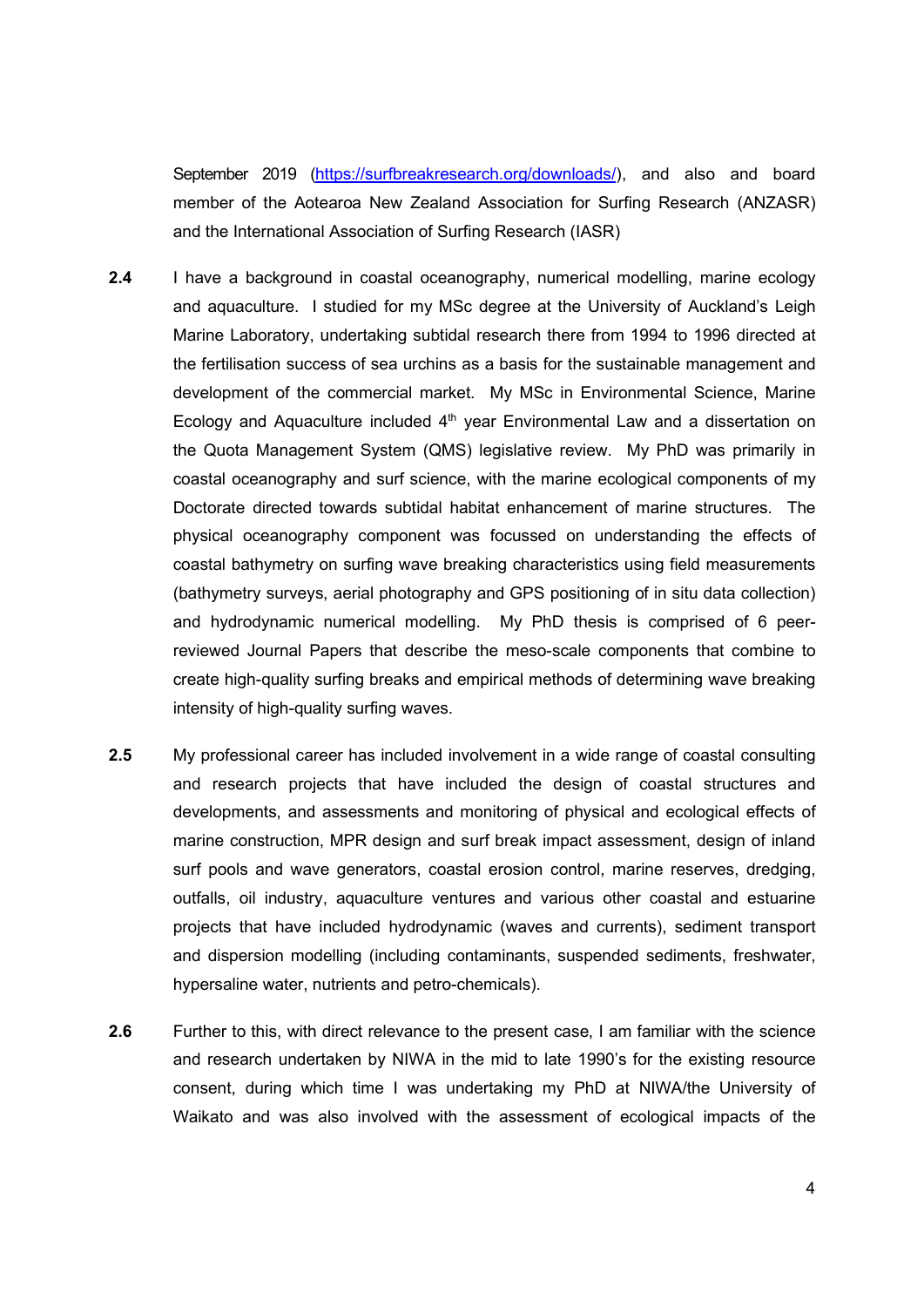September 2019 (https://surfbreakresearch.org/downloads/), and also and board member of the Aotearoa New Zealand Association for Surfing Research (ANZASR) and the International Association of Surfing Research (IASR)

**2.4** I have a background in coastal oceanography, numerical modelling, marine ecology and aquaculture. I studied for my MSc degree at the University of Auckland's Leigh Marine Laboratory, undertaking subtidal research there from 1994 to 1996 directed at the fertilisation success of sea urchins as a basis for the sustainable management and development of the commercial market. My MSc in Environmental Science, Marine Ecology and Aquaculture included 4th year Environmental Law and a dissertation on the Quota Management System (QMS) legislative review. My PhD was primarily in coastal oceanography and surf science, with the marine ecological components of my Doctorate directed towards subtidal habitat enhancement of marine structures. The physical oceanography component was focussed on understanding the effects of coastal bathymetry on surfing wave breaking characteristics using field measurements (bathymetry surveys, aerial photography and GPS positioning of in situ data collection) and hydrodynamic numerical modelling. My PhD thesis is comprised of 6 peer-reviewed Journal Papers that describe the meso-scale components that combine to create high-quality surfing breaks and empirical methods of determining wave breaking intensity of high-quality surfing waves.

**2.5** My professional career has included involvement in a wide range of coastal consulting and research projects that have included the design of coastal structures and developments, and assessments and monitoring of physical and ecological effects of marine construction, MPR design and surf break impact assessment, design of inland surf pools and wave generators, coastal erosion control, marine reserves, dredging, outfalls, oil industry, aquaculture ventures and various other coastal and estuarine projects that have included hydrodynamic (waves and currents), sediment transport and dispersion modelling (including contaminants, suspended sediments, freshwater, hypersaline water, nutrients and petro-chemicals).

**2.6** Further to this, with direct relevance to the present case, I am familiar with the science and research undertaken by NIWA in the mid to late 1990's for the existing resource consent, during which time I was undertaking my PhD at NIWA/the University of Waikato and was also involved with the assessment of ecological impacts of the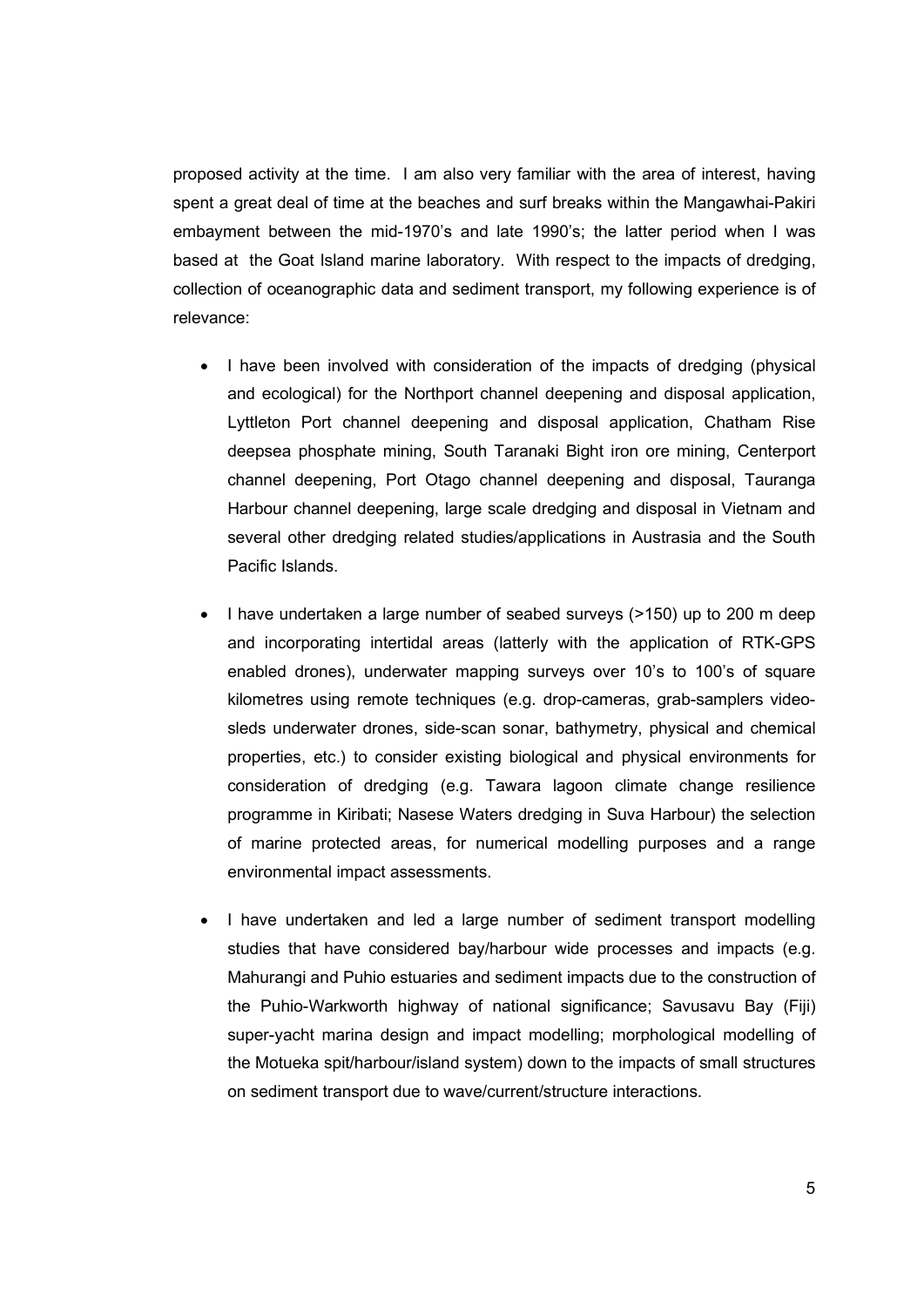proposed activity at the time. I am also very familiar with the area of interest, having spent a great deal of time at the beaches and surf breaks within the Mangawhai-Pakiri embayment between the mid-1970's and late 1990's; the latter period when I was based at the Goat Island marine laboratory. With respect to the impacts of dredging, collection of oceanographic data and sediment transport, my following experience is of relevance:

- I have been involved with consideration of the impacts of dredging (physical and ecological) for the Northport channel deepening and disposal application, Lyttleton Port channel deepening and disposal application, Chatham Rise deepsea phosphate mining, South Taranaki Bight iron ore mining, Centerport channel deepening, Port Otago channel deepening and disposal, Tauranga Harbour channel deepening, large scale dredging and disposal in Vietnam and several other dredging related studies/applications in Austrasia and the South Pacific Islands.

- I have undertaken a large number of seabed surveys (>150) up to 200 m deep and incorporating intertidal areas (latterly with the application of RTK-GPS enabled drones), underwater mapping surveys over 10's to 100's of square kilometres using remote techniques (e.g. drop-cameras, grab-samplers video-sleds underwater drones, side-scan sonar, bathymetry, physical and chemical properties, etc.) to consider existing biological and physical environments for consideration of dredging (e.g. Tawara lagoon climate change resilience programme in Kiribati; Nasese Waters dredging in Suva Harbour) the selection of marine protected areas, for numerical modelling purposes and a range environmental impact assessments.

- I have undertaken and led a large number of sediment transport modelling studies that have considered bay/harbour wide processes and impacts (e.g. Mahurangi and Puhio estuaries and sediment impacts due to the construction of the Puhio-Warkworth highway of national significance; Savusavu Bay (Fiji) super-yacht marina design and impact modelling; morphological modelling of the Motueka spit/harbour/island system) down to the impacts of small structures on sediment transport due to wave/current/structure interactions.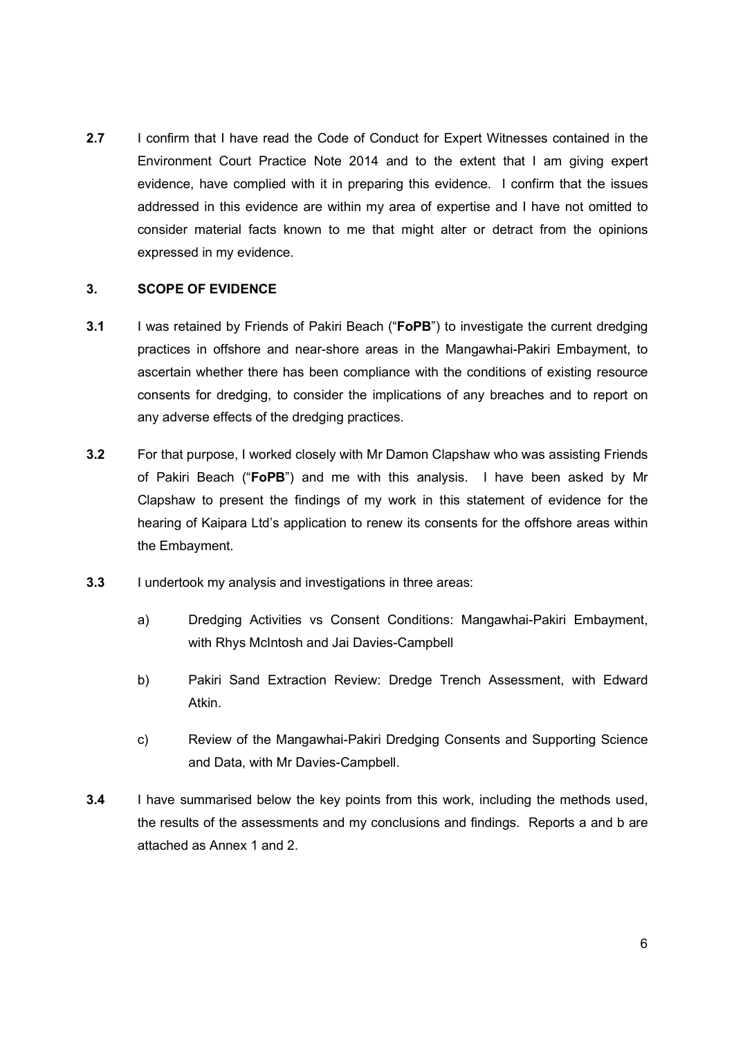**2.7** I confirm that I have read the Code of Conduct for Expert Witnesses contained in the Environment Court Practice Note 2014 and to the extent that I am giving expert evidence, have complied with it in preparing this evidence. I confirm that the issues addressed in this evidence are within my area of expertise and I have not omitted to consider material facts known to me that might alter or detract from the opinions expressed in my evidence.

## 3. SCOPE OF EVIDENCE

**3.1** I was retained by Friends of Pakiri Beach ("**FoPB**") to investigate the current dredging practices in offshore and near-shore areas in the Mangawhai-Pakiri Embayment, to ascertain whether there has been compliance with the conditions of existing resource consents for dredging, to consider the implications of any breaches and to report on any adverse effects of the dredging practices.

**3.2** For that purpose, I worked closely with Mr Damon Clapshaw who was assisting Friends of Pakiri Beach ("**FoPB**") and me with this analysis. I have been asked by Mr Clapshaw to present the findings of my work in this statement of evidence for the hearing of Kaipara Ltd's application to renew its consents for the offshore areas within the Embayment.

**3.3** I undertook my analysis and investigations in three areas:

a) Dredging Activities vs Consent Conditions: Mangawhai-Pakiri Embayment, with Rhys McIntosh and Jai Davies-Campbell

b) Pakiri Sand Extraction Review: Dredge Trench Assessment, with Edward Atkin.

c) Review of the Mangawhai-Pakiri Dredging Consents and Supporting Science and Data, with Mr Davies-Campbell.

**3.4** I have summarised below the key points from this work, including the methods used, the results of the assessments and my conclusions and findings. Reports a and b are attached as Annex 1 and 2.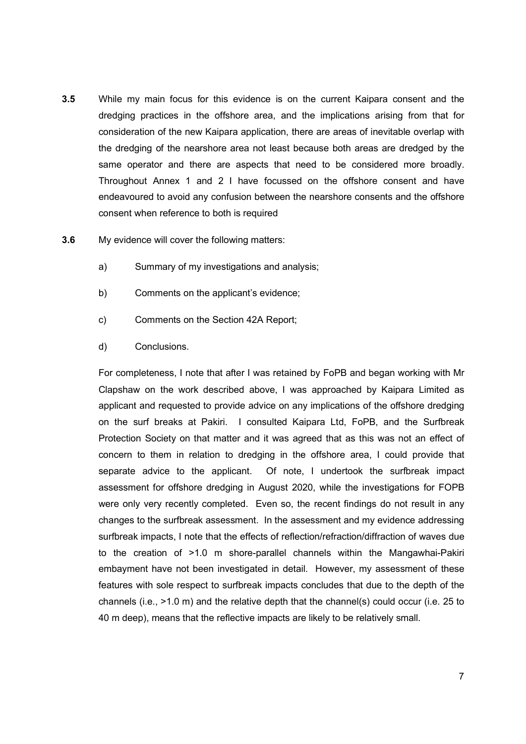**3.5** While my main focus for this evidence is on the current Kaipara consent and the dredging practices in the offshore area, and the implications arising from that for consideration of the new Kaipara application, there are areas of inevitable overlap with the dredging of the nearshore area not least because both areas are dredged by the same operator and there are aspects that need to be considered more broadly. Throughout Annex 1 and 2 I have focussed on the offshore consent and have endeavoured to avoid any confusion between the nearshore consents and the offshore consent when reference to both is required

**3.6** My evidence will cover the following matters:

a) Summary of my investigations and analysis;

b) Comments on the applicant's evidence;

c) Comments on the Section 42A Report;

d) Conclusions.

For completeness, I note that after I was retained by FoPB and began working with Mr Clapshaw on the work described above, I was approached by Kaipara Limited as applicant and requested to provide advice on any implications of the offshore dredging on the surf breaks at Pakiri. I consulted Kaipara Ltd, FoPB, and the Surfbreak Protection Society on that matter and it was agreed that as this was not an effect of concern to them in relation to dredging in the offshore area, I could provide that separate advice to the applicant. Of note, I undertook the surfbreak impact assessment for offshore dredging in August 2020, while the investigations for FOPB were only very recently completed. Even so, the recent findings do not result in any changes to the surfbreak assessment. In the assessment and my evidence addressing surfbreak impacts, I note that the effects of reflection/refraction/diffraction of waves due to the creation of >1.0 m shore-parallel channels within the Mangawhai-Pakiri embayment have not been investigated in detail. However, my assessment of these features with sole respect to surfbreak impacts concludes that due to the depth of the channels (i.e., >1.0 m) and the relative depth that the channel(s) could occur (i.e. 25 to 40 m deep), means that the reflective impacts are likely to be relatively small.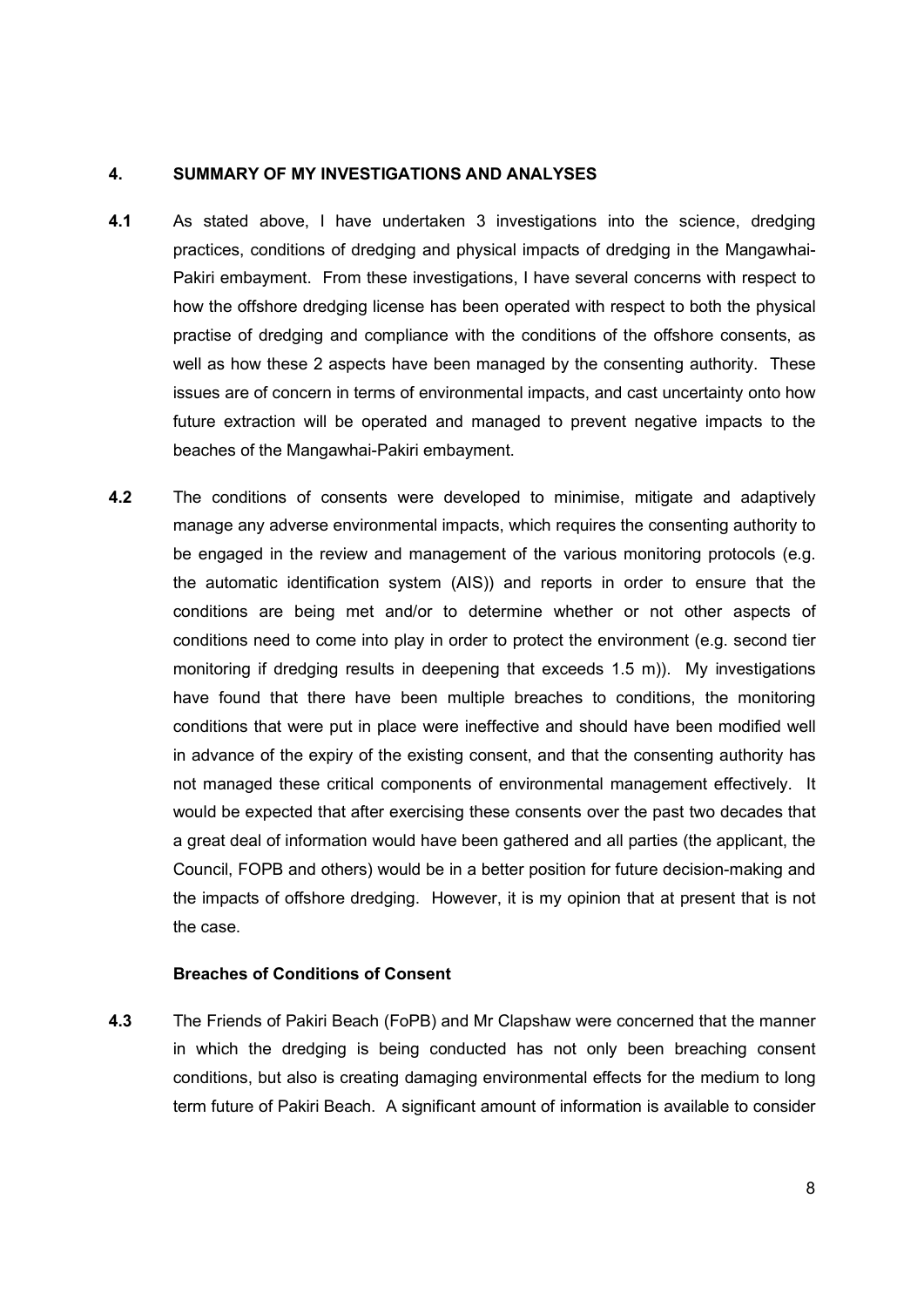## 4. SUMMARY OF MY INVESTIGATIONS AND ANALYSES

**4.1** As stated above, I have undertaken 3 investigations into the science, dredging practices, conditions of dredging and physical impacts of dredging in the Mangawhai-Pakiri embayment. From these investigations, I have several concerns with respect to how the offshore dredging license has been operated with respect to both the physical practise of dredging and compliance with the conditions of the offshore consents, as well as how these 2 aspects have been managed by the consenting authority. These issues are of concern in terms of environmental impacts, and cast uncertainty onto how future extraction will be operated and managed to prevent negative impacts to the beaches of the Mangawhai-Pakiri embayment.

**4.2** The conditions of consents were developed to minimise, mitigate and adaptively manage any adverse environmental impacts, which requires the consenting authority to be engaged in the review and management of the various monitoring protocols (e.g. the automatic identification system (AIS)) and reports in order to ensure that the conditions are being met and/or to determine whether or not other aspects of conditions need to come into play in order to protect the environment (e.g. second tier monitoring if dredging results in deepening that exceeds 1.5 m)). My investigations have found that there have been multiple breaches to conditions, the monitoring conditions that were put in place were ineffective and should have been modified well in advance of the expiry of the existing consent, and that the consenting authority has not managed these critical components of environmental management effectively. It would be expected that after exercising these consents over the past two decades that a great deal of information would have been gathered and all parties (the applicant, the Council, FOPB and others) would be in a better position for future decision-making and the impacts of offshore dredging. However, it is my opinion that at present that is not the case.

### Breaches of Conditions of Consent

**4.3** The Friends of Pakiri Beach (FoPB) and Mr Clapshaw were concerned that the manner in which the dredging is being conducted has not only been breaching consent conditions, but also is creating damaging environmental effects for the medium to long term future of Pakiri Beach. A significant amount of information is available to consider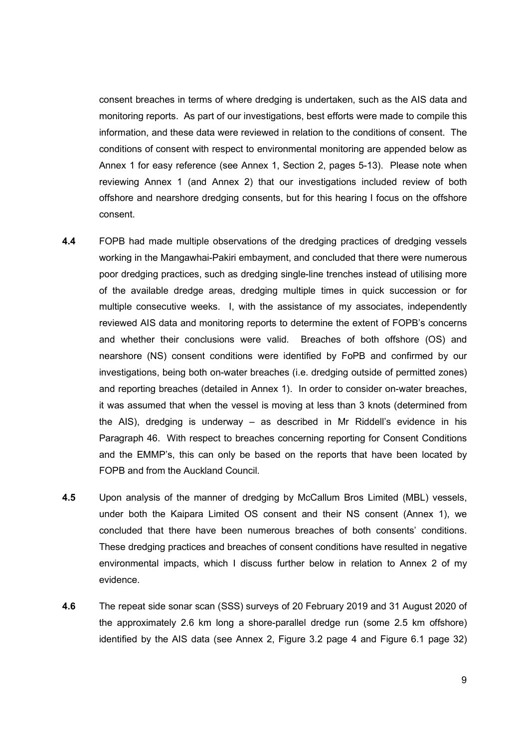consent breaches in terms of where dredging is undertaken, such as the AIS data and monitoring reports. As part of our investigations, best efforts were made to compile this information, and these data were reviewed in relation to the conditions of consent. The conditions of consent with respect to environmental monitoring are appended below as Annex 1 for easy reference (see Annex 1, Section 2, pages 5-13). Please note when reviewing Annex 1 (and Annex 2) that our investigations included review of both offshore and nearshore dredging consents, but for this hearing I focus on the offshore consent.

**4.4** FOPB had made multiple observations of the dredging practices of dredging vessels working in the Mangawhai-Pakiri embayment, and concluded that there were numerous poor dredging practices, such as dredging single-line trenches instead of utilising more of the available dredge areas, dredging multiple times in quick succession or for multiple consecutive weeks. I, with the assistance of my associates, independently reviewed AIS data and monitoring reports to determine the extent of FOPB's concerns and whether their conclusions were valid. Breaches of both offshore (OS) and nearshore (NS) consent conditions were identified by FoPB and confirmed by our investigations, being both on-water breaches (i.e. dredging outside of permitted zones) and reporting breaches (detailed in Annex 1). In order to consider on-water breaches, it was assumed that when the vessel is moving at less than 3 knots (determined from the AIS), dredging is underway – as described in Mr Riddell's evidence in his Paragraph 46. With respect to breaches concerning reporting for Consent Conditions and the EMMP's, this can only be based on the reports that have been located by FOPB and from the Auckland Council.

**4.5** Upon analysis of the manner of dredging by McCallum Bros Limited (MBL) vessels, under both the Kaipara Limited OS consent and their NS consent (Annex 1), we concluded that there have been numerous breaches of both consents' conditions. These dredging practices and breaches of consent conditions have resulted in negative environmental impacts, which I discuss further below in relation to Annex 2 of my evidence.

**4.6** The repeat side sonar scan (SSS) surveys of 20 February 2019 and 31 August 2020 of the approximately 2.6 km long a shore-parallel dredge run (some 2.5 km offshore) identified by the AIS data (see Annex 2, Figure 3.2 page 4 and Figure 6.1 page 32)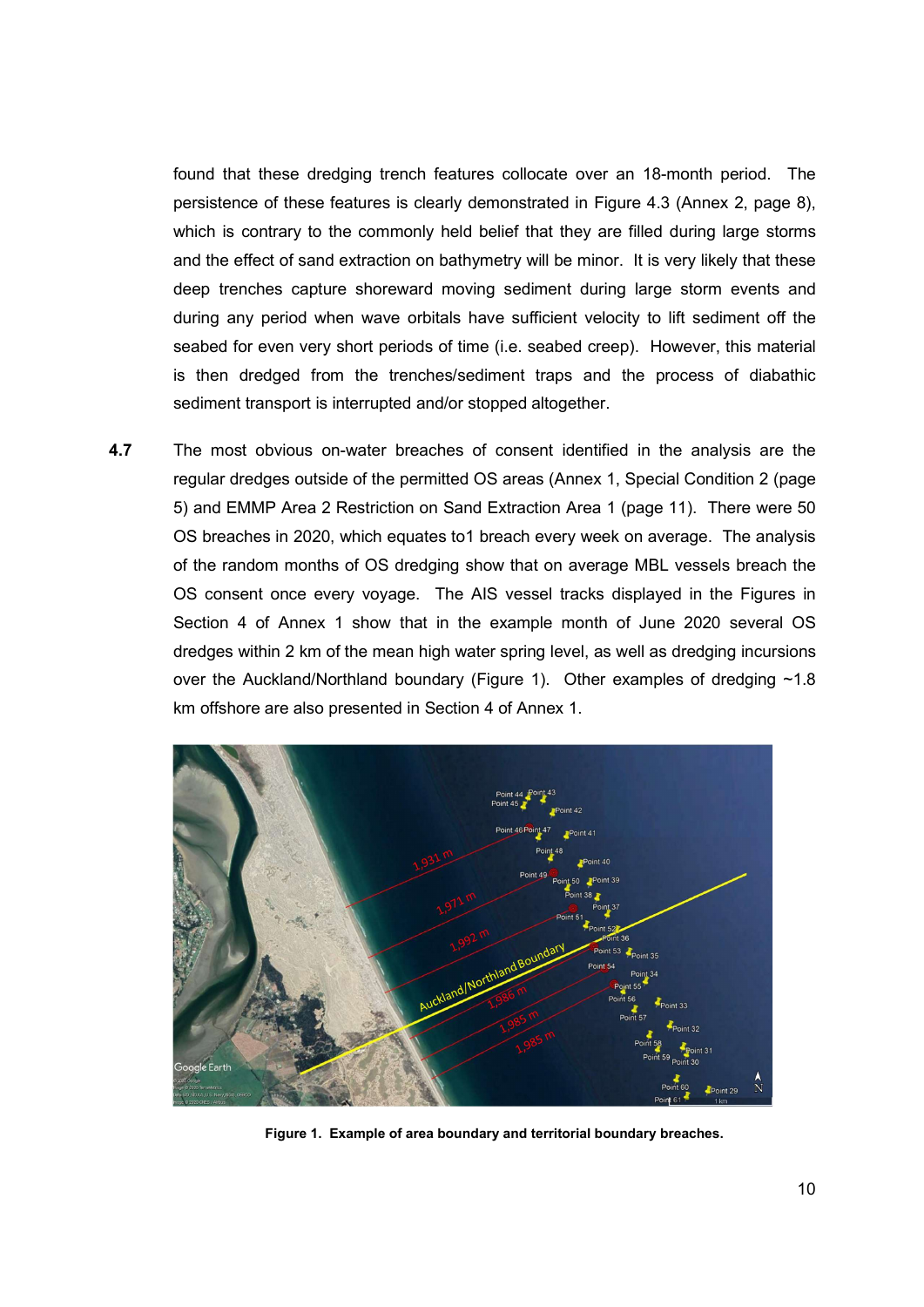found that these dredging trench features collocate over an 18-month period. The persistence of these features is clearly demonstrated in Figure 4.3 (Annex 2, page 8), which is contrary to the commonly held belief that they are filled during large storms and the effect of sand extraction on bathymetry will be minor. It is very likely that these deep trenches capture shoreward moving sediment during large storm events and during any period when wave orbitals have sufficient velocity to lift sediment off the seabed for even very short periods of time (i.e. seabed creep). However, this material is then dredged from the trenches/sediment traps and the process of diabathic sediment transport is interrupted and/or stopped altogether.

**4.7** The most obvious on-water breaches of consent identified in the analysis are the regular dredges outside of the permitted OS areas (Annex 1, Special Condition 2 (page 5) and EMMP Area 2 Restriction on Sand Extraction Area 1 (page 11). There were 50 OS breaches in 2020, which equates to1 breach every week on average. The analysis of the random months of OS dredging show that on average MBL vessels breach the OS consent once every voyage. The AIS vessel tracks displayed in the Figures in Section 4 of Annex 1 show that in the example month of June 2020 several OS dredges within 2 km of the mean high water spring level, as well as dredging incursions over the Auckland/Northland boundary (Figure 1). Other examples of dredging ~1.8 km offshore are also presented in Section 4 of Annex 1.

**Figure 1. Example of area boundary and territorial boundary breaches.**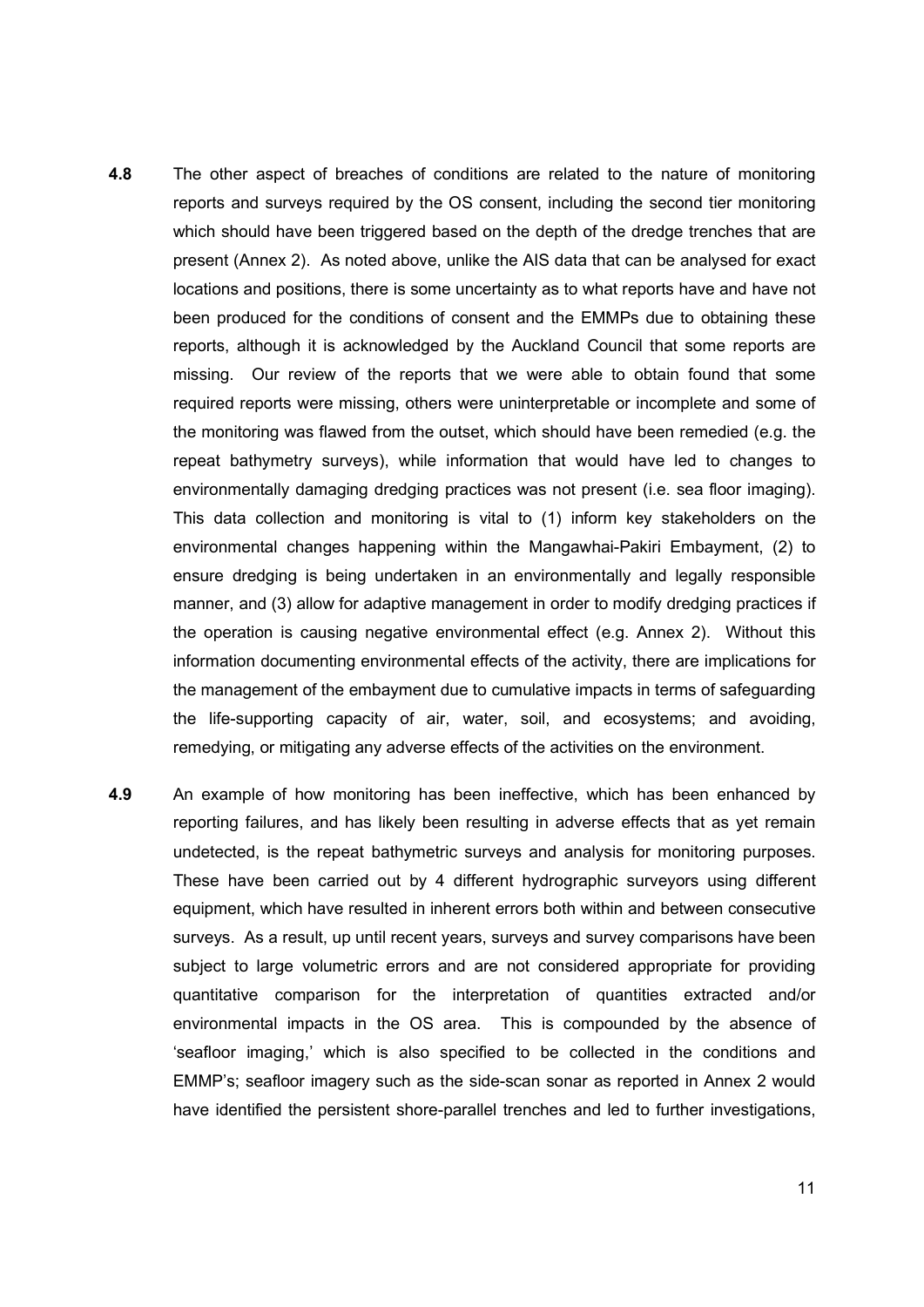**4.8** The other aspect of breaches of conditions are related to the nature of monitoring reports and surveys required by the OS consent, including the second tier monitoring which should have been triggered based on the depth of the dredge trenches that are present (Annex 2). As noted above, unlike the AIS data that can be analysed for exact locations and positions, there is some uncertainty as to what reports have and have not been produced for the conditions of consent and the EMMPs due to obtaining these reports, although it is acknowledged by the Auckland Council that some reports are missing. Our review of the reports that we were able to obtain found that some required reports were missing, others were uninterpretable or incomplete and some of the monitoring was flawed from the outset, which should have been remedied (e.g. the repeat bathymetry surveys), while information that would have led to changes to environmentally damaging dredging practices was not present (i.e. sea floor imaging). This data collection and monitoring is vital to (1) inform key stakeholders on the environmental changes happening within the Mangawhai-Pakiri Embayment, (2) to ensure dredging is being undertaken in an environmentally and legally responsible manner, and (3) allow for adaptive management in order to modify dredging practices if the operation is causing negative environmental effect (e.g. Annex 2). Without this information documenting environmental effects of the activity, there are implications for the management of the embayment due to cumulative impacts in terms of safeguarding the life-supporting capacity of air, water, soil, and ecosystems; and avoiding, remedying, or mitigating any adverse effects of the activities on the environment.

**4.9** An example of how monitoring has been ineffective, which has been enhanced by reporting failures, and has likely been resulting in adverse effects that as yet remain undetected, is the repeat bathymetric surveys and analysis for monitoring purposes. These have been carried out by 4 different hydrographic surveyors using different equipment, which have resulted in inherent errors both within and between consecutive surveys. As a result, up until recent years, surveys and survey comparisons have been subject to large volumetric errors and are not considered appropriate for providing quantitative comparison for the interpretation of quantities extracted and/or environmental impacts in the OS area. This is compounded by the absence of 'seafloor imaging,' which is also specified to be collected in the conditions and EMMP's; seafloor imagery such as the side-scan sonar as reported in Annex 2 would have identified the persistent shore-parallel trenches and led to further investigations,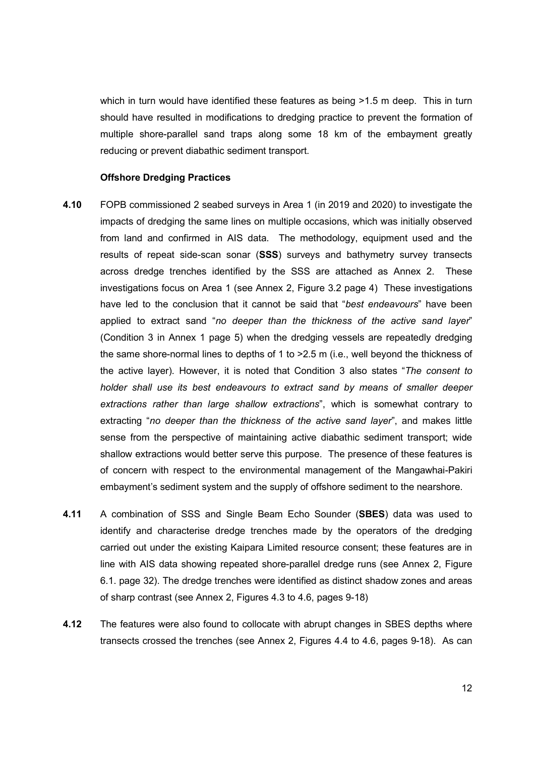which in turn would have identified these features as being >1.5 m deep. This in turn should have resulted in modifications to dredging practice to prevent the formation of multiple shore-parallel sand traps along some 18 km of the embayment greatly reducing or prevent diabathic sediment transport.

### Offshore Dredging Practices

**4.10** FOPB commissioned 2 seabed surveys in Area 1 (in 2019 and 2020) to investigate the impacts of dredging the same lines on multiple occasions, which was initially observed from land and confirmed in AIS data. The methodology, equipment used and the results of repeat side-scan sonar (**SSS**) surveys and bathymetry survey transects across dredge trenches identified by the SSS are attached as Annex 2. These investigations focus on Area 1 (see Annex 2, Figure 3.2 page 4) These investigations have led to the conclusion that it cannot be said that "*best endeavours*" have been applied to extract sand "*no deeper than the thickness of the active sand layer*" (Condition 3 in Annex 1 page 5) when the dredging vessels are repeatedly dredging the same shore-normal lines to depths of 1 to >2.5 m (i.e., well beyond the thickness of the active layer). However, it is noted that Condition 3 also states "*The consent to holder shall use its best endeavours to extract sand by means of smaller deeper extractions rather than large shallow extractions*", which is somewhat contrary to extracting "*no deeper than the thickness of the active sand layer*", and makes little sense from the perspective of maintaining active diabathic sediment transport; wide shallow extractions would better serve this purpose. The presence of these features is of concern with respect to the environmental management of the Mangawhai-Pakiri embayment's sediment system and the supply of offshore sediment to the nearshore.

**4.11** A combination of SSS and Single Beam Echo Sounder (**SBES**) data was used to identify and characterise dredge trenches made by the operators of the dredging carried out under the existing Kaipara Limited resource consent; these features are in line with AIS data showing repeated shore-parallel dredge runs (see Annex 2, Figure 6.1. page 32). The dredge trenches were identified as distinct shadow zones and areas of sharp contrast (see Annex 2, Figures 4.3 to 4.6, pages 9-18)

**4.12** The features were also found to collocate with abrupt changes in SBES depths where transects crossed the trenches (see Annex 2, Figures 4.4 to 4.6, pages 9-18). As can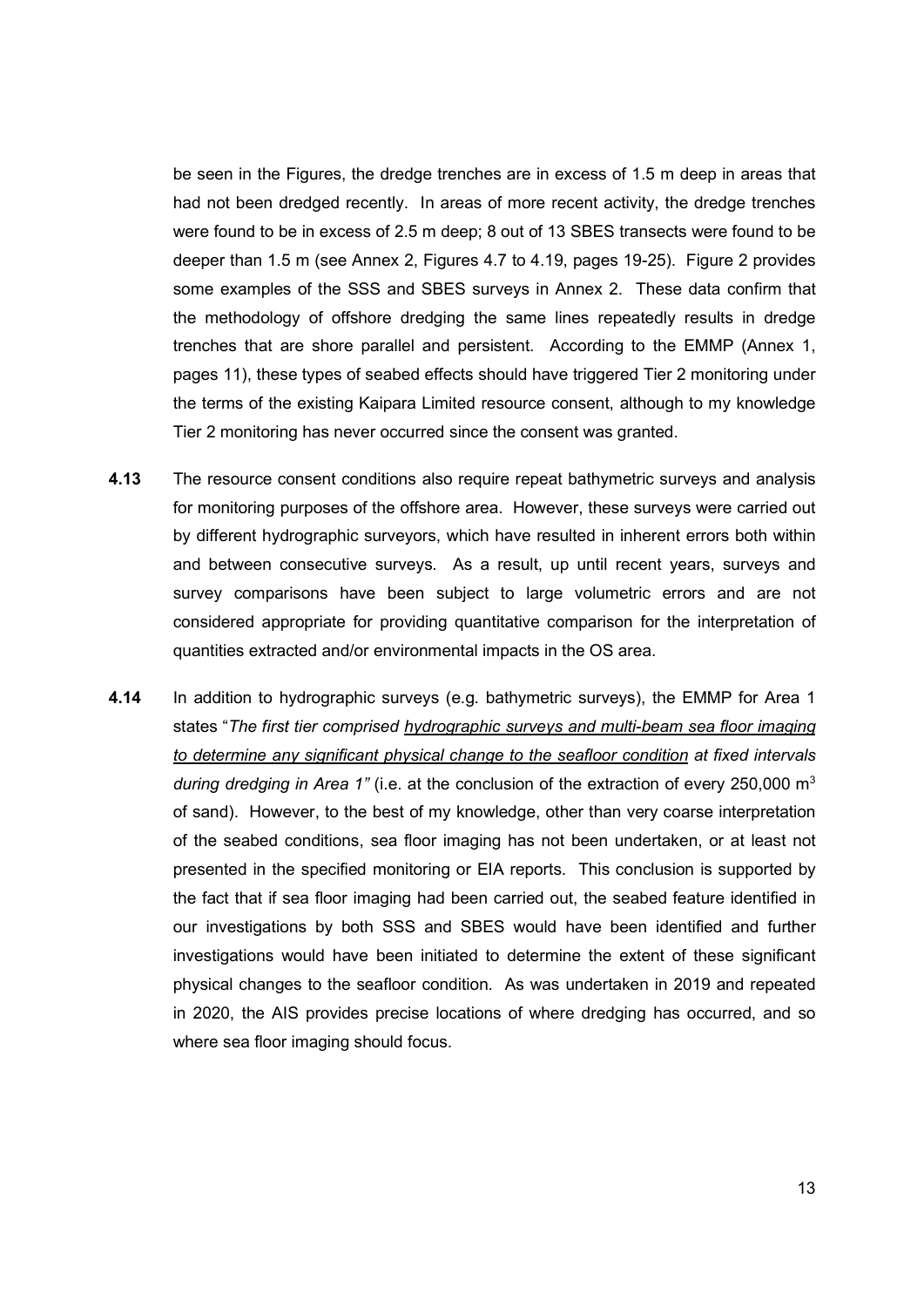be seen in the Figures, the dredge trenches are in excess of 1.5 m deep in areas that had not been dredged recently. In areas of more recent activity, the dredge trenches were found to be in excess of 2.5 m deep; 8 out of 13 SBES transects were found to be deeper than 1.5 m (see Annex 2, Figures 4.7 to 4.19, pages 19-25). Figure 2 provides some examples of the SSS and SBES surveys in Annex 2. These data confirm that the methodology of offshore dredging the same lines repeatedly results in dredge trenches that are shore parallel and persistent. According to the EMMP (Annex 1, pages 11), these types of seabed effects should have triggered Tier 2 monitoring under the terms of the existing Kaipara Limited resource consent, although to my knowledge Tier 2 monitoring has never occurred since the consent was granted.

**4.13** The resource consent conditions also require repeat bathymetric surveys and analysis for monitoring purposes of the offshore area. However, these surveys were carried out by different hydrographic surveyors, which have resulted in inherent errors both within and between consecutive surveys. As a result, up until recent years, surveys and survey comparisons have been subject to large volumetric errors and are not considered appropriate for providing quantitative comparison for the interpretation of quantities extracted and/or environmental impacts in the OS area.

**4.14** In addition to hydrographic surveys (e.g. bathymetric surveys), the EMMP for Area 1 states "*The first tier comprised <u>hydrographic surveys and multi-beam sea floor imaging to determine any significant physical change to the seafloor condition</u> at fixed intervals during dredging in Area 1"* (i.e. at the conclusion of the extraction of every 250,000 $m^3$ of sand). However, to the best of my knowledge, other than very coarse interpretation of the seabed conditions, sea floor imaging has not been undertaken, or at least not presented in the specified monitoring or EIA reports. This conclusion is supported by the fact that if sea floor imaging had been carried out, the seabed feature identified in our investigations by both SSS and SBES would have been identified and further investigations would have been initiated to determine the extent of these significant physical changes to the seafloor condition. As was undertaken in 2019 and repeated in 2020, the AIS provides precise locations of where dredging has occurred, and so where sea floor imaging should focus.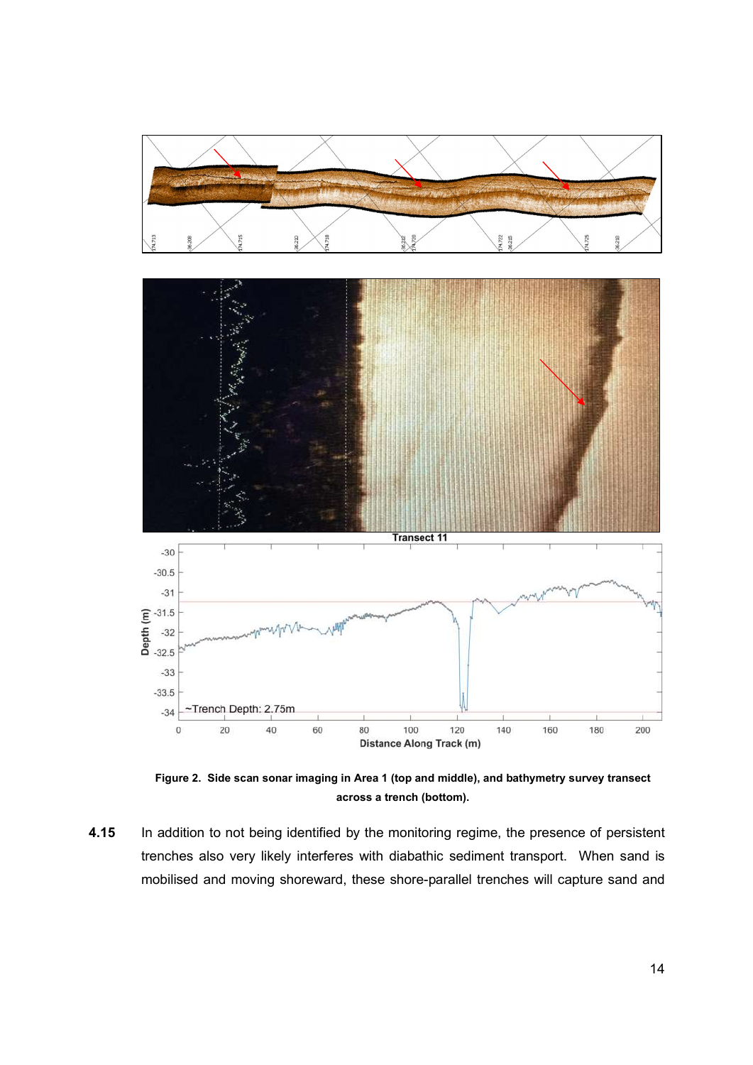**Figure 2. Side scan sonar imaging in Area 1 (top and middle), and bathymetry survey transect across a trench (bottom).**

**4.15** In addition to not being identified by the monitoring regime, the presence of persistent trenches also very likely interferes with diabathic sediment transport. When sand is mobilised and moving shoreward, these shore-parallel trenches will capture sand and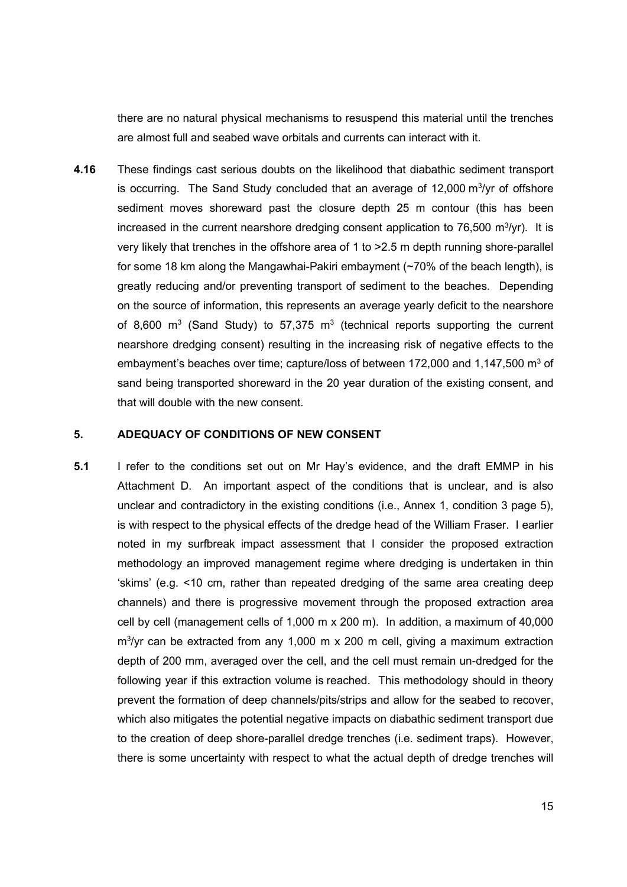there are no natural physical mechanisms to resuspend this material until the trenches are almost full and seabed wave orbitals and currents can interact with it.

**4.16** These findings cast serious doubts on the likelihood that diabathic sediment transport is occurring. The Sand Study concluded that an average of 12,000 $m^3$/yr of offshore sediment moves shoreward past the closure depth 25 m contour (this has been increased in the current nearshore dredging consent application to 76,500 $m^3$/yr). It is very likely that trenches in the offshore area of 1 to >2.5 m depth running shore-parallel for some 18 km along the Mangawhai-Pakiri embayment (~70% of the beach length), is greatly reducing and/or preventing transport of sediment to the beaches. Depending on the source of information, this represents an average yearly deficit to the nearshore of 8,600 $m^3$ (Sand Study) to 57,375 $m^3$ (technical reports supporting the current nearshore dredging consent) resulting in the increasing risk of negative effects to the embayment's beaches over time; capture/loss of between 172,000 and 1,147,500 $m^3$ of sand being transported shoreward in the 20 year duration of the existing consent, and that will double with the new consent.

## 5. ADEQUACY OF CONDITIONS OF NEW CONSENT

**5.1** I refer to the conditions set out on Mr Hay's evidence, and the draft EMMP in his Attachment D. An important aspect of the conditions that is unclear, and is also unclear and contradictory in the existing conditions (i.e., Annex 1, condition 3 page 5), is with respect to the physical effects of the dredge head of the William Fraser. I earlier noted in my surfbreak impact assessment that I consider the proposed extraction methodology an improved management regime where dredging is undertaken in thin 'skims' (e.g. <10 cm, rather than repeated dredging of the same area creating deep channels) and there is progressive movement through the proposed extraction area cell by cell (management cells of 1,000 m x 200 m). In addition, a maximum of 40,000 $m^3$/yr can be extracted from any 1,000 m x 200 m cell, giving a maximum extraction depth of 200 mm, averaged over the cell, and the cell must remain un-dredged for the following year if this extraction volume is reached. This methodology should in theory prevent the formation of deep channels/pits/strips and allow for the seabed to recover, which also mitigates the potential negative impacts on diabathic sediment transport due to the creation of deep shore-parallel dredge trenches (i.e. sediment traps). However, there is some uncertainty with respect to what the actual depth of dredge trenches will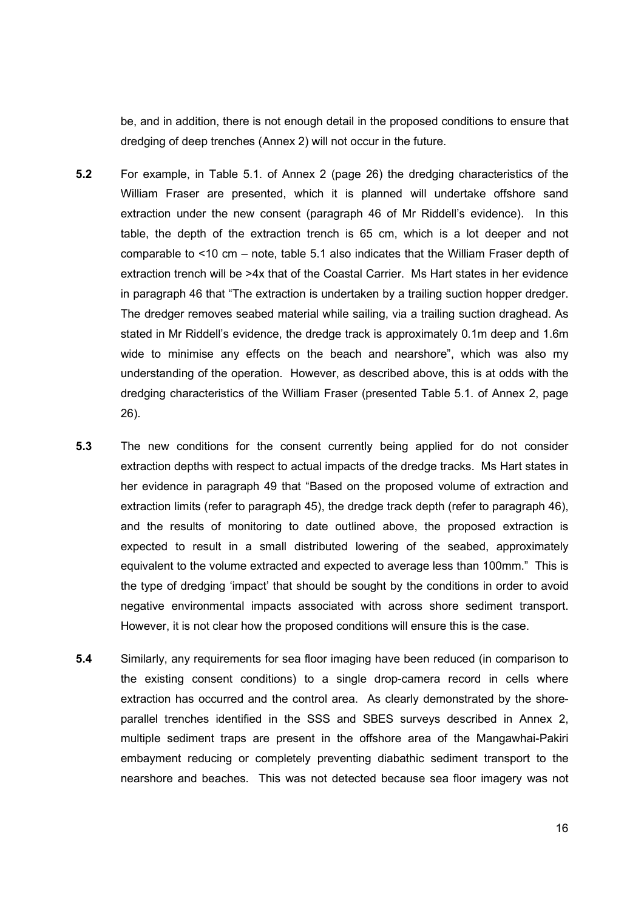be, and in addition, there is not enough detail in the proposed conditions to ensure that dredging of deep trenches (Annex 2) will not occur in the future.

**5.2** For example, in Table 5.1. of Annex 2 (page 26) the dredging characteristics of the William Fraser are presented, which it is planned will undertake offshore sand extraction under the new consent (paragraph 46 of Mr Riddell's evidence). In this table, the depth of the extraction trench is 65 cm, which is a lot deeper and not comparable to <10 cm – note, table 5.1 also indicates that the William Fraser depth of extraction trench will be >4x that of the Coastal Carrier. Ms Hart states in her evidence in paragraph 46 that "The extraction is undertaken by a trailing suction hopper dredger. The dredger removes seabed material while sailing, via a trailing suction draghead. As stated in Mr Riddell's evidence, the dredge track is approximately 0.1m deep and 1.6m wide to minimise any effects on the beach and nearshore", which was also my understanding of the operation. However, as described above, this is at odds with the dredging characteristics of the William Fraser (presented Table 5.1. of Annex 2, page 26).

**5.3** The new conditions for the consent currently being applied for do not consider extraction depths with respect to actual impacts of the dredge tracks. Ms Hart states in her evidence in paragraph 49 that "Based on the proposed volume of extraction and extraction limits (refer to paragraph 45), the dredge track depth (refer to paragraph 46), and the results of monitoring to date outlined above, the proposed extraction is expected to result in a small distributed lowering of the seabed, approximately equivalent to the volume extracted and expected to average less than 100mm." This is the type of dredging 'impact' that should be sought by the conditions in order to avoid negative environmental impacts associated with across shore sediment transport. However, it is not clear how the proposed conditions will ensure this is the case.

**5.4** Similarly, any requirements for sea floor imaging have been reduced (in comparison to the existing consent conditions) to a single drop-camera record in cells where extraction has occurred and the control area. As clearly demonstrated by the shore-parallel trenches identified in the SSS and SBES surveys described in Annex 2, multiple sediment traps are present in the offshore area of the Mangawhai-Pakiri embayment reducing or completely preventing diabathic sediment transport to the nearshore and beaches. This was not detected because sea floor imagery was not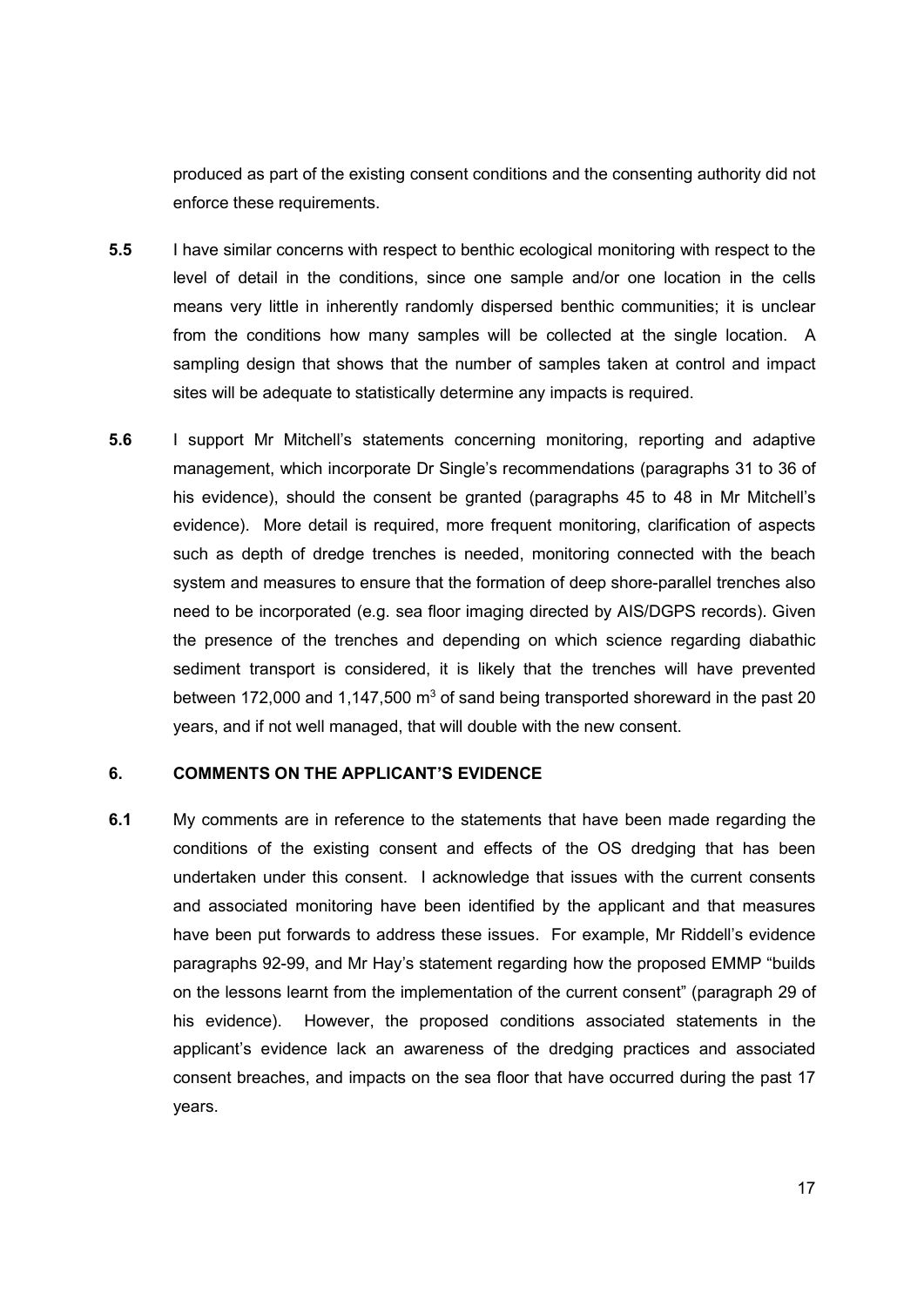produced as part of the existing consent conditions and the consenting authority did not enforce these requirements.

**5.5** I have similar concerns with respect to benthic ecological monitoring with respect to the level of detail in the conditions, since one sample and/or one location in the cells means very little in inherently randomly dispersed benthic communities; it is unclear from the conditions how many samples will be collected at the single location. A sampling design that shows that the number of samples taken at control and impact sites will be adequate to statistically determine any impacts is required.

**5.6** I support Mr Mitchell's statements concerning monitoring, reporting and adaptive management, which incorporate Dr Single's recommendations (paragraphs 31 to 36 of his evidence), should the consent be granted (paragraphs 45 to 48 in Mr Mitchell's evidence). More detail is required, more frequent monitoring, clarification of aspects such as depth of dredge trenches is needed, monitoring connected with the beach system and measures to ensure that the formation of deep shore-parallel trenches also need to be incorporated (e.g. sea floor imaging directed by AIS/DGPS records). Given the presence of the trenches and depending on which science regarding diabathic sediment transport is considered, it is likely that the trenches will have prevented between 172,000 and 1,147,500 m$^3$ of sand being transported shoreward in the past 20 years, and if not well managed, that will double with the new consent.

## 6. COMMENTS ON THE APPLICANT'S EVIDENCE

**6.1** My comments are in reference to the statements that have been made regarding the conditions of the existing consent and effects of the OS dredging that has been undertaken under this consent. I acknowledge that issues with the current consents and associated monitoring have been identified by the applicant and that measures have been put forwards to address these issues. For example, Mr Riddell's evidence paragraphs 92-99, and Mr Hay's statement regarding how the proposed EMMP "builds on the lessons learnt from the implementation of the current consent" (paragraph 29 of his evidence). However, the proposed conditions associated statements in the applicant's evidence lack an awareness of the dredging practices and associated consent breaches, and impacts on the sea floor that have occurred during the past 17 years.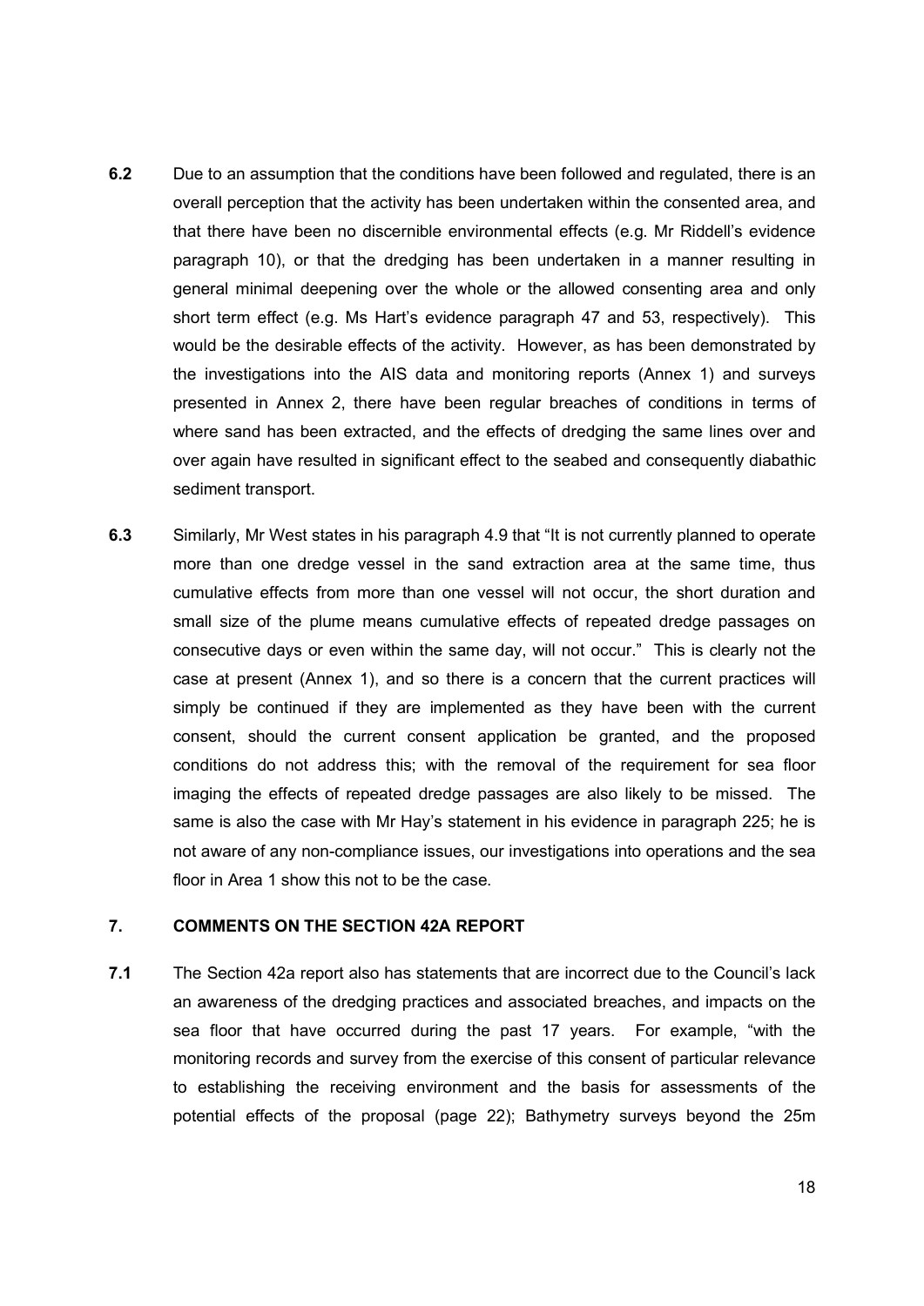**6.2** Due to an assumption that the conditions have been followed and regulated, there is an overall perception that the activity has been undertaken within the consented area, and that there have been no discernible environmental effects (e.g. Mr Riddell's evidence paragraph 10), or that the dredging has been undertaken in a manner resulting in general minimal deepening over the whole or the allowed consenting area and only short term effect (e.g. Ms Hart's evidence paragraph 47 and 53, respectively). This would be the desirable effects of the activity. However, as has been demonstrated by the investigations into the AIS data and monitoring reports (Annex 1) and surveys presented in Annex 2, there have been regular breaches of conditions in terms of where sand has been extracted, and the effects of dredging the same lines over and over again have resulted in significant effect to the seabed and consequently diabathic sediment transport.

**6.3** Similarly, Mr West states in his paragraph 4.9 that "It is not currently planned to operate more than one dredge vessel in the sand extraction area at the same time, thus cumulative effects from more than one vessel will not occur, the short duration and small size of the plume means cumulative effects of repeated dredge passages on consecutive days or even within the same day, will not occur." This is clearly not the case at present (Annex 1), and so there is a concern that the current practices will simply be continued if they are implemented as they have been with the current consent, should the current consent application be granted, and the proposed conditions do not address this; with the removal of the requirement for sea floor imaging the effects of repeated dredge passages are also likely to be missed. The same is also the case with Mr Hay's statement in his evidence in paragraph 225; he is not aware of any non-compliance issues, our investigations into operations and the sea floor in Area 1 show this not to be the case.

## 7. COMMENTS ON THE SECTION 42A REPORT

**7.1** The Section 42a report also has statements that are incorrect due to the Council's lack an awareness of the dredging practices and associated breaches, and impacts on the sea floor that have occurred during the past 17 years. For example, "with the monitoring records and survey from the exercise of this consent of particular relevance to establishing the receiving environment and the basis for assessments of the potential effects of the proposal (page 22); Bathymetry surveys beyond the 25m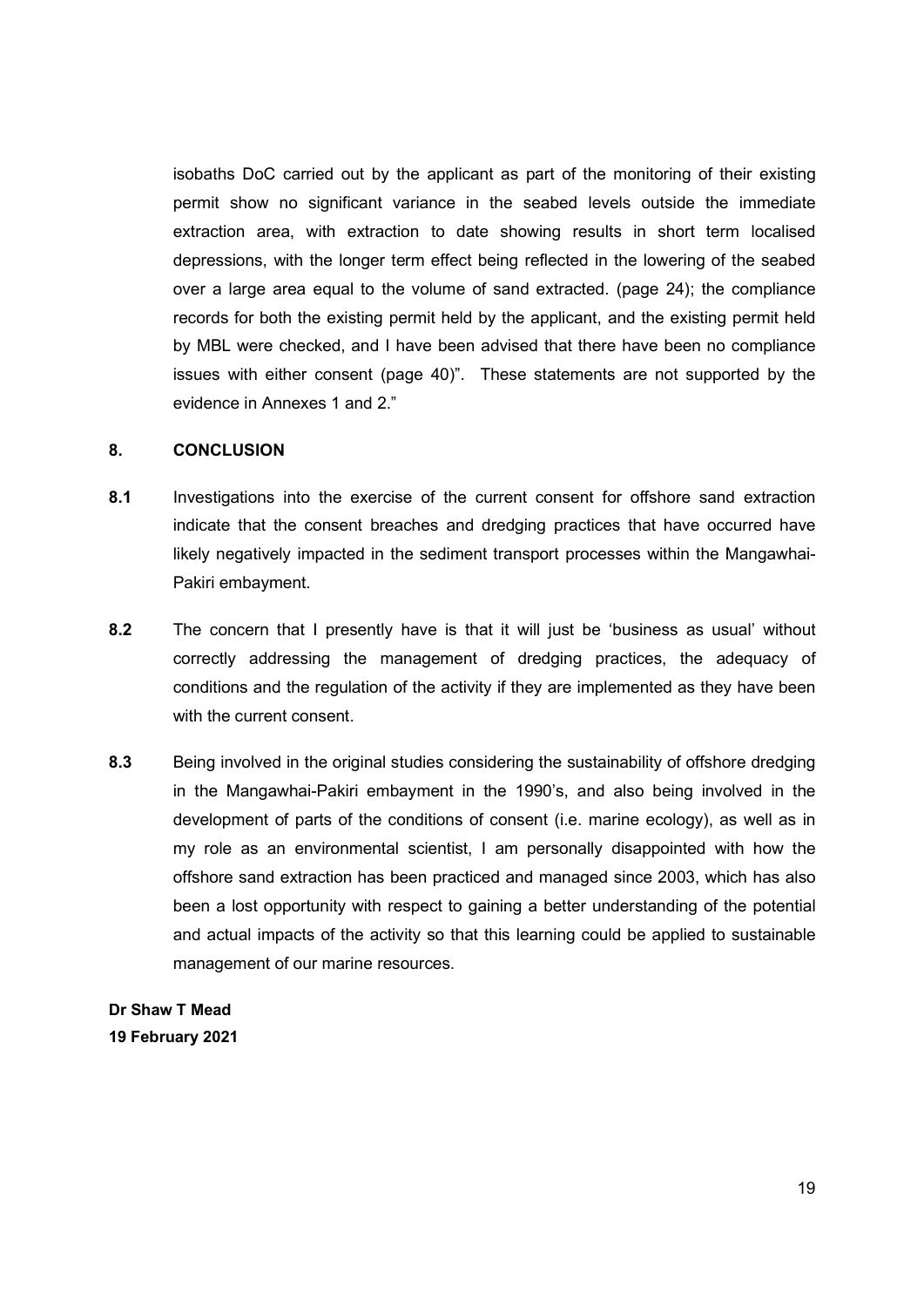isobaths DoC carried out by the applicant as part of the monitoring of their existing permit show no significant variance in the seabed levels outside the immediate extraction area, with extraction to date showing results in short term localised depressions, with the longer term effect being reflected in the lowering of the seabed over a large area equal to the volume of sand extracted. (page 24); the compliance records for both the existing permit held by the applicant, and the existing permit held by MBL were checked, and I have been advised that there have been no compliance issues with either consent (page 40)". These statements are not supported by the evidence in Annexes 1 and 2."

## 8. CONCLUSION

**8.1** Investigations into the exercise of the current consent for offshore sand extraction indicate that the consent breaches and dredging practices that have occurred have likely negatively impacted in the sediment transport processes within the Mangawhai-Pakiri embayment.

**8.2** The concern that I presently have is that it will just be 'business as usual' without correctly addressing the management of dredging practices, the adequacy of conditions and the regulation of the activity if they are implemented as they have been with the current consent.

**8.3** Being involved in the original studies considering the sustainability of offshore dredging in the Mangawhai-Pakiri embayment in the 1990's, and also being involved in the development of parts of the conditions of consent (i.e. marine ecology), as well as in my role as an environmental scientist, I am personally disappointed with how the offshore sand extraction has been practiced and managed since 2003, which has also been a lost opportunity with respect to gaining a better understanding of the potential and actual impacts of the activity so that this learning could be applied to sustainable management of our marine resources.

**Dr Shaw T Mead**
**19 February 2021**